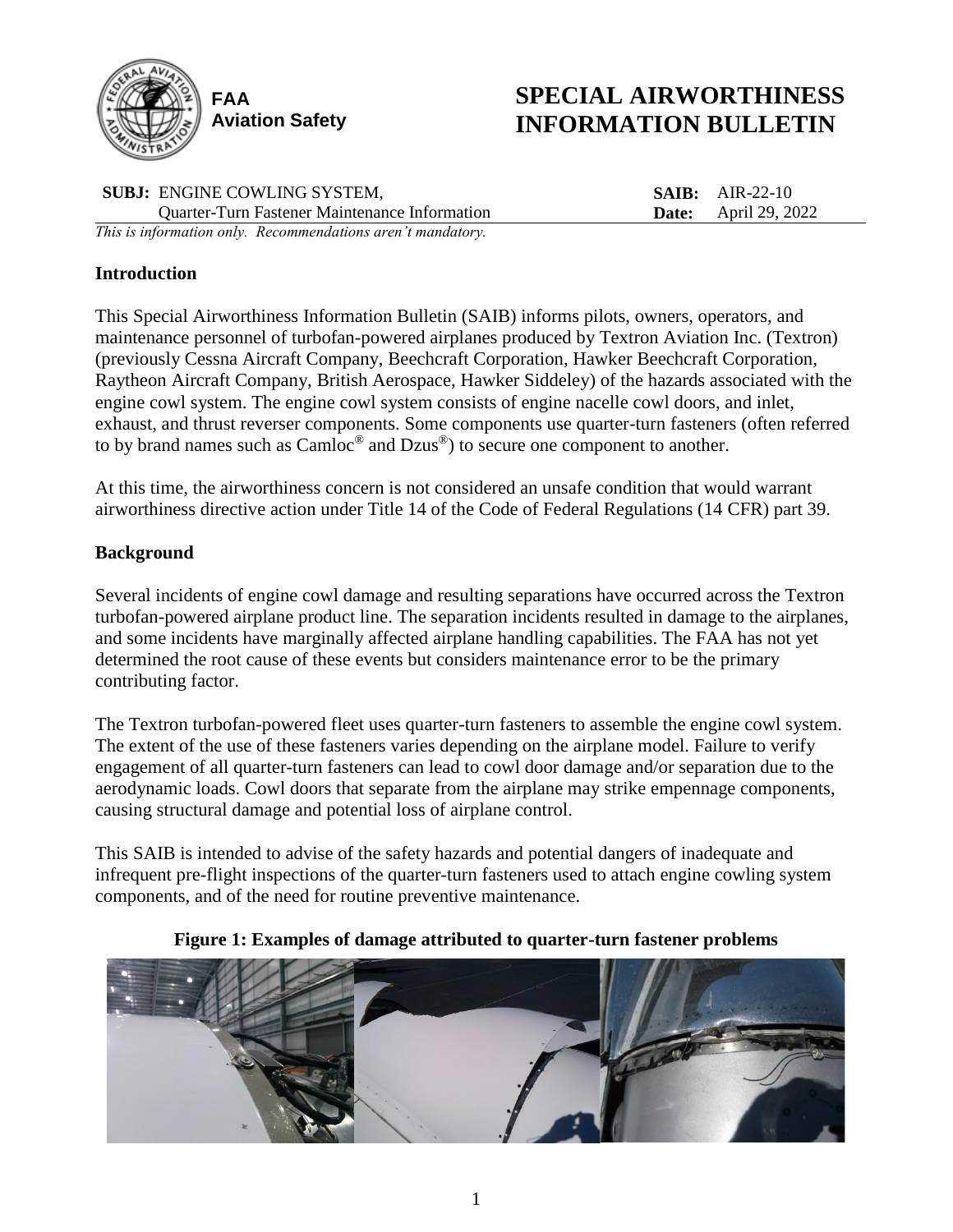FAA Aviation Safety

# SPECIAL AIRWORTHINESS INFORMATION BULLETIN

**SUBJ:** ENGINE COWLING SYSTEM, Quarter-Turn Fastener Maintenance Information

**SAIB:** AIR-22-10
**Date:** April 29, 2022

*This is information only. Recommendations aren't mandatory.*

## Introduction

This Special Airworthiness Information Bulletin (SAIB) informs pilots, owners, operators, and maintenance personnel of turbofan-powered airplanes produced by Textron Aviation Inc. (Textron) (previously Cessna Aircraft Company, Beechcraft Corporation, Hawker Beechcraft Corporation, Raytheon Aircraft Company, British Aerospace, Hawker Siddeley) of the hazards associated with the engine cowl system. The engine cowl system consists of engine nacelle cowl doors, and inlet, exhaust, and thrust reverser components. Some components use quarter-turn fasteners (often referred to by brand names such as Camloc® and Dzus®) to secure one component to another.

At this time, the airworthiness concern is not considered an unsafe condition that would warrant airworthiness directive action under Title 14 of the Code of Federal Regulations (14 CFR) part 39.

## Background

Several incidents of engine cowl damage and resulting separations have occurred across the Textron turbofan-powered airplane product line. The separation incidents resulted in damage to the airplanes, and some incidents have marginally affected airplane handling capabilities. The FAA has not yet determined the root cause of these events but considers maintenance error to be the primary contributing factor.

The Textron turbofan-powered fleet uses quarter-turn fasteners to assemble the engine cowl system. The extent of the use of these fasteners varies depending on the airplane model. Failure to verify engagement of all quarter-turn fasteners can lead to cowl door damage and/or separation due to the aerodynamic loads. Cowl doors that separate from the airplane may strike empennage components, causing structural damage and potential loss of airplane control.

This SAIB is intended to advise of the safety hazards and potential dangers of inadequate and infrequent pre-flight inspections of the quarter-turn fasteners used to attach engine cowling system components, and of the need for routine preventive maintenance.

**Figure 1: Examples of damage attributed to quarter-turn fastener problems**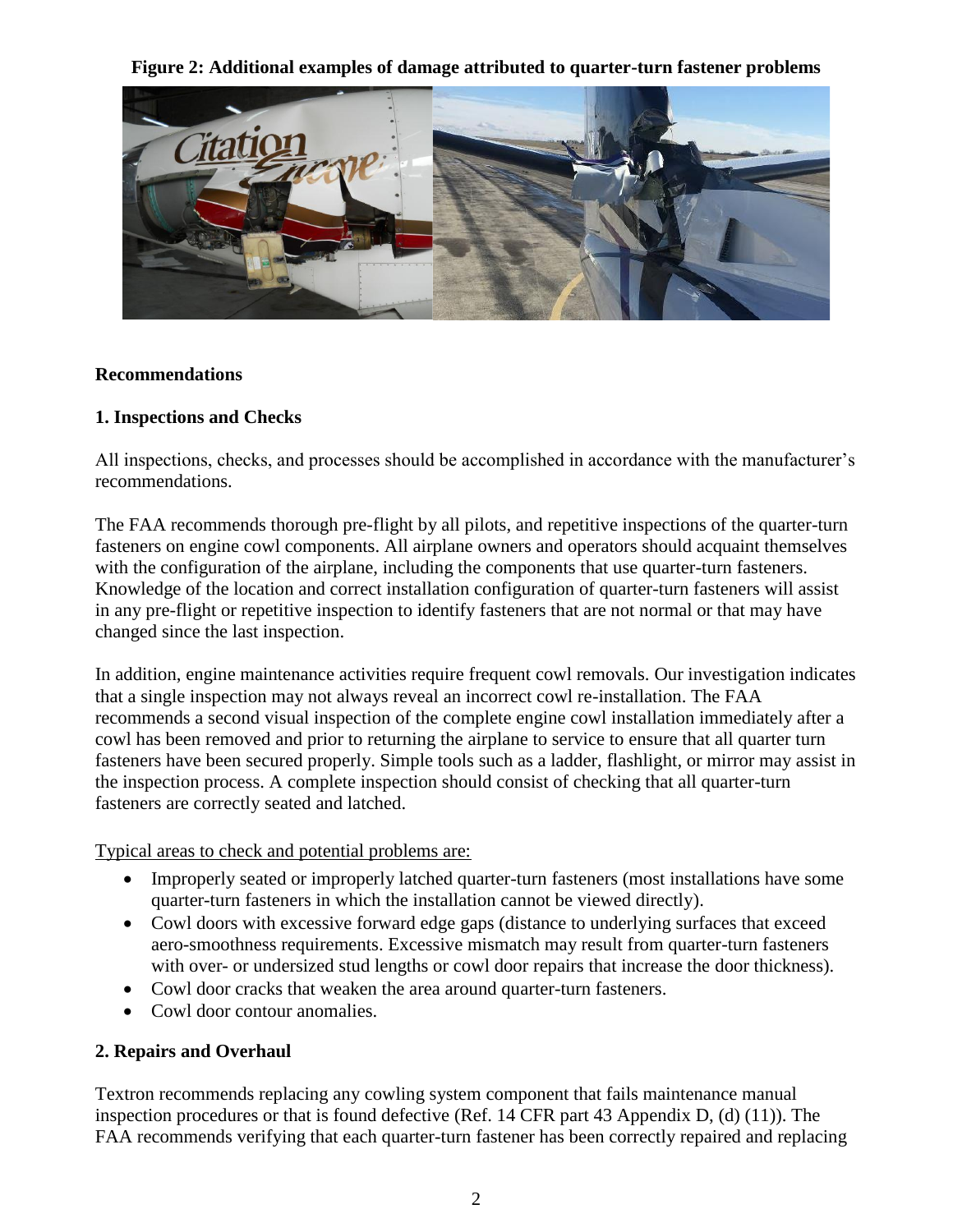**Figure 2: Additional examples of damage attributed to quarter-turn fastener problems**

**Recommendations**

**1. Inspections and Checks**

All inspections, checks, and processes should be accomplished in accordance with the manufacturer's recommendations.

The FAA recommends thorough pre-flight by all pilots, and repetitive inspections of the quarter-turn fasteners on engine cowl components. All airplane owners and operators should acquaint themselves with the configuration of the airplane, including the components that use quarter-turn fasteners. Knowledge of the location and correct installation configuration of quarter-turn fasteners will assist in any pre-flight or repetitive inspection to identify fasteners that are not normal or that may have changed since the last inspection.

In addition, engine maintenance activities require frequent cowl removals. Our investigation indicates that a single inspection may not always reveal an incorrect cowl re-installation. The FAA recommends a second visual inspection of the complete engine cowl installation immediately after a cowl has been removed and prior to returning the airplane to service to ensure that all quarter turn fasteners have been secured properly. Simple tools such as a ladder, flashlight, or mirror may assist in the inspection process. A complete inspection should consist of checking that all quarter-turn fasteners are correctly seated and latched.

Typical areas to check and potential problems are:

- Improperly seated or improperly latched quarter-turn fasteners (most installations have some quarter-turn fasteners in which the installation cannot be viewed directly).
- Cowl doors with excessive forward edge gaps (distance to underlying surfaces that exceed aero-smoothness requirements. Excessive mismatch may result from quarter-turn fasteners with over- or undersized stud lengths or cowl door repairs that increase the door thickness).
- Cowl door cracks that weaken the area around quarter-turn fasteners.
- Cowl door contour anomalies.

**2. Repairs and Overhaul**

Textron recommends replacing any cowling system component that fails maintenance manual inspection procedures or that is found defective (Ref. 14 CFR part 43 Appendix D, (d) (11)). The FAA recommends verifying that each quarter-turn fastener has been correctly repaired and replacing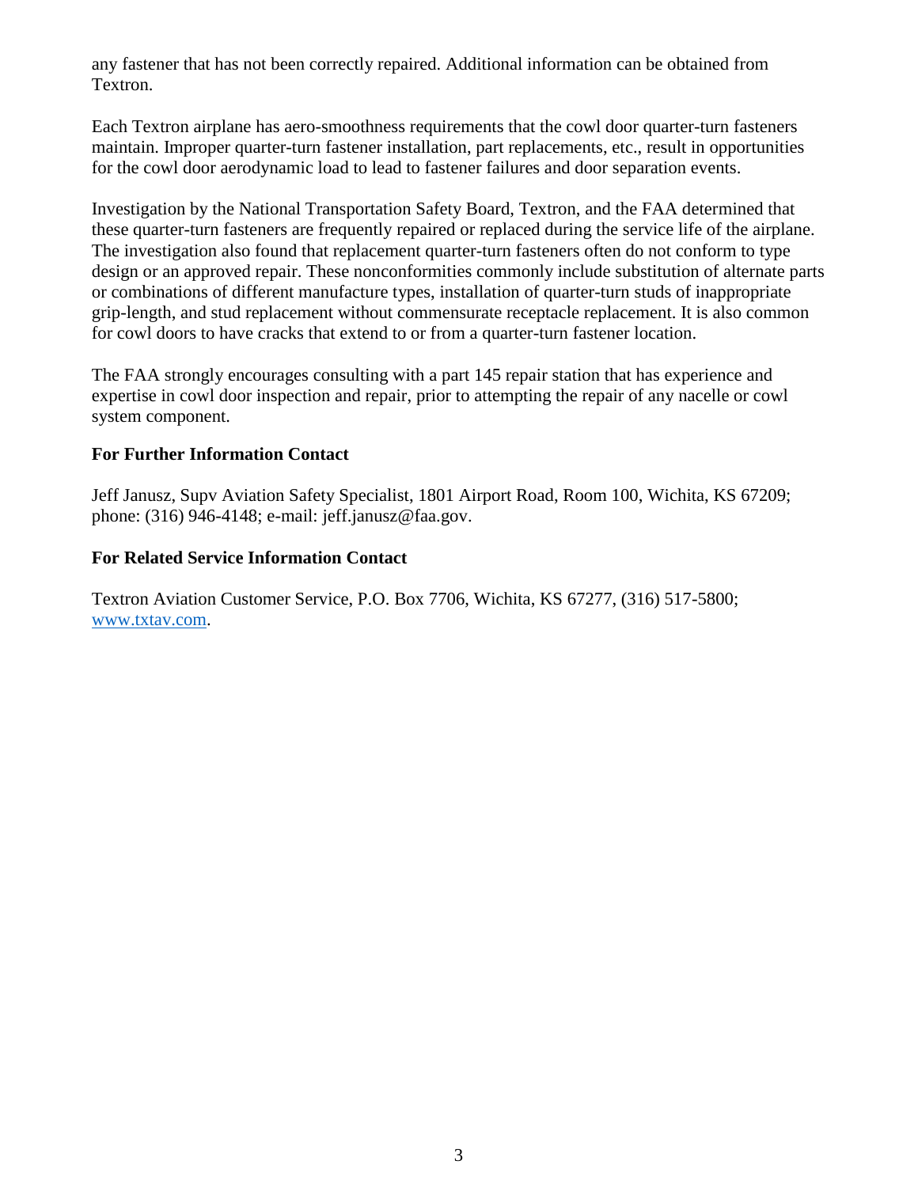any fastener that has not been correctly repaired. Additional information can be obtained from Textron.

Each Textron airplane has aero-smoothness requirements that the cowl door quarter-turn fasteners maintain. Improper quarter-turn fastener installation, part replacements, etc., result in opportunities for the cowl door aerodynamic load to lead to fastener failures and door separation events.

Investigation by the National Transportation Safety Board, Textron, and the FAA determined that these quarter-turn fasteners are frequently repaired or replaced during the service life of the airplane. The investigation also found that replacement quarter-turn fasteners often do not conform to type design or an approved repair. These nonconformities commonly include substitution of alternate parts or combinations of different manufacture types, installation of quarter-turn studs of inappropriate grip-length, and stud replacement without commensurate receptacle replacement. It is also common for cowl doors to have cracks that extend to or from a quarter-turn fastener location.

The FAA strongly encourages consulting with a part 145 repair station that has experience and expertise in cowl door inspection and repair, prior to attempting the repair of any nacelle or cowl system component.

**For Further Information Contact**

Jeff Janusz, Supv Aviation Safety Specialist, 1801 Airport Road, Room 100, Wichita, KS 67209; phone: (316) 946-4148; e-mail: jeff.janusz@faa.gov.

**For Related Service Information Contact**

Textron Aviation Customer Service, P.O. Box 7706, Wichita, KS 67277, (316) 517-5800; www.txtav.com.